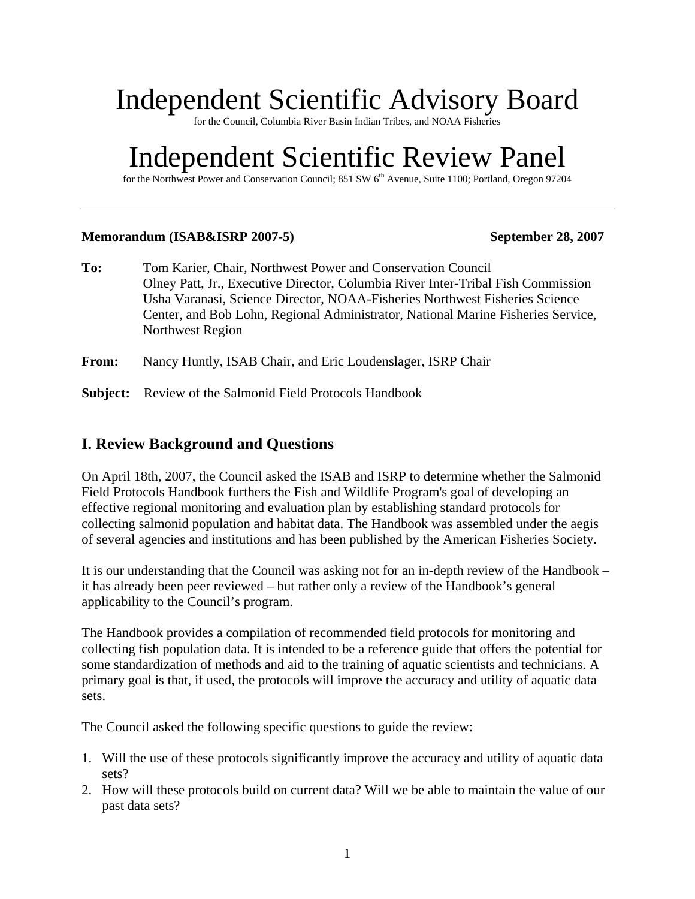# Independent Scientific Advisory Board

for the Council, Columbia River Basin Indian Tribes, and NOAA Fisheries

# Independent Scientific Review Panel

for the Northwest Power and Conservation Council; 851 SW 6th Avenue, Suite 1100; Portland, Oregon 97204

---

**Memorandum (ISAB&ISRP 2007-5)** **September 28, 2007**

**To:** Tom Karier, Chair, Northwest Power and Conservation Council
Olney Patt, Jr., Executive Director, Columbia River Inter-Tribal Fish Commission
Usha Varanasi, Science Director, NOAA-Fisheries Northwest Fisheries Science Center, and Bob Lohn, Regional Administrator, National Marine Fisheries Service, Northwest Region

**From:** Nancy Huntly, ISAB Chair, and Eric Loudenslager, ISRP Chair

**Subject:** Review of the Salmonid Field Protocols Handbook

## I. Review Background and Questions

On April 18th, 2007, the Council asked the ISAB and ISRP to determine whether the Salmonid Field Protocols Handbook furthers the Fish and Wildlife Program's goal of developing an effective regional monitoring and evaluation plan by establishing standard protocols for collecting salmonid population and habitat data. The Handbook was assembled under the aegis of several agencies and institutions and has been published by the American Fisheries Society.

It is our understanding that the Council was asking not for an in-depth review of the Handbook – it has already been peer reviewed – but rather only a review of the Handbook's general applicability to the Council's program.

The Handbook provides a compilation of recommended field protocols for monitoring and collecting fish population data. It is intended to be a reference guide that offers the potential for some standardization of methods and aid to the training of aquatic scientists and technicians. A primary goal is that, if used, the protocols will improve the accuracy and utility of aquatic data sets.

The Council asked the following specific questions to guide the review:

1. Will the use of these protocols significantly improve the accuracy and utility of aquatic data sets?
2. How will these protocols build on current data? Will we be able to maintain the value of our past data sets?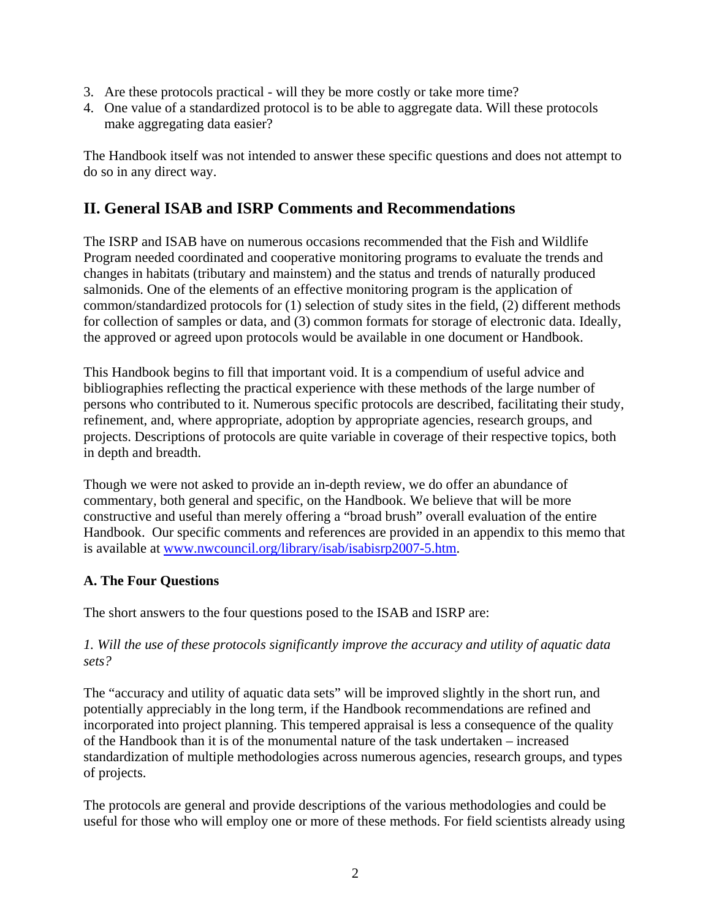3. Are these protocols practical - will they be more costly or take more time?
4. One value of a standardized protocol is to be able to aggregate data. Will these protocols make aggregating data easier?

The Handbook itself was not intended to answer these specific questions and does not attempt to do so in any direct way.

## II. General ISAB and ISRP Comments and Recommendations

The ISRP and ISAB have on numerous occasions recommended that the Fish and Wildlife Program needed coordinated and cooperative monitoring programs to evaluate the trends and changes in habitats (tributary and mainstem) and the status and trends of naturally produced salmonids. One of the elements of an effective monitoring program is the application of common/standardized protocols for (1) selection of study sites in the field, (2) different methods for collection of samples or data, and (3) common formats for storage of electronic data. Ideally, the approved or agreed upon protocols would be available in one document or Handbook.

This Handbook begins to fill that important void. It is a compendium of useful advice and bibliographies reflecting the practical experience with these methods of the large number of persons who contributed to it. Numerous specific protocols are described, facilitating their study, refinement, and, where appropriate, adoption by appropriate agencies, research groups, and projects. Descriptions of protocols are quite variable in coverage of their respective topics, both in depth and breadth.

Though we were not asked to provide an in-depth review, we do offer an abundance of commentary, both general and specific, on the Handbook. We believe that will be more constructive and useful than merely offering a "broad brush" overall evaluation of the entire Handbook. Our specific comments and references are provided in an appendix to this memo that is available at www.nwcouncil.org/library/isab/isabisrp2007-5.htm.

### A. The Four Questions

The short answers to the four questions posed to the ISAB and ISRP are:

*1. Will the use of these protocols significantly improve the accuracy and utility of aquatic data sets?*

The "accuracy and utility of aquatic data sets" will be improved slightly in the short run, and potentially appreciably in the long term, if the Handbook recommendations are refined and incorporated into project planning. This tempered appraisal is less a consequence of the quality of the Handbook than it is of the monumental nature of the task undertaken – increased standardization of multiple methodologies across numerous agencies, research groups, and types of projects.

The protocols are general and provide descriptions of the various methodologies and could be useful for those who will employ one or more of these methods. For field scientists already using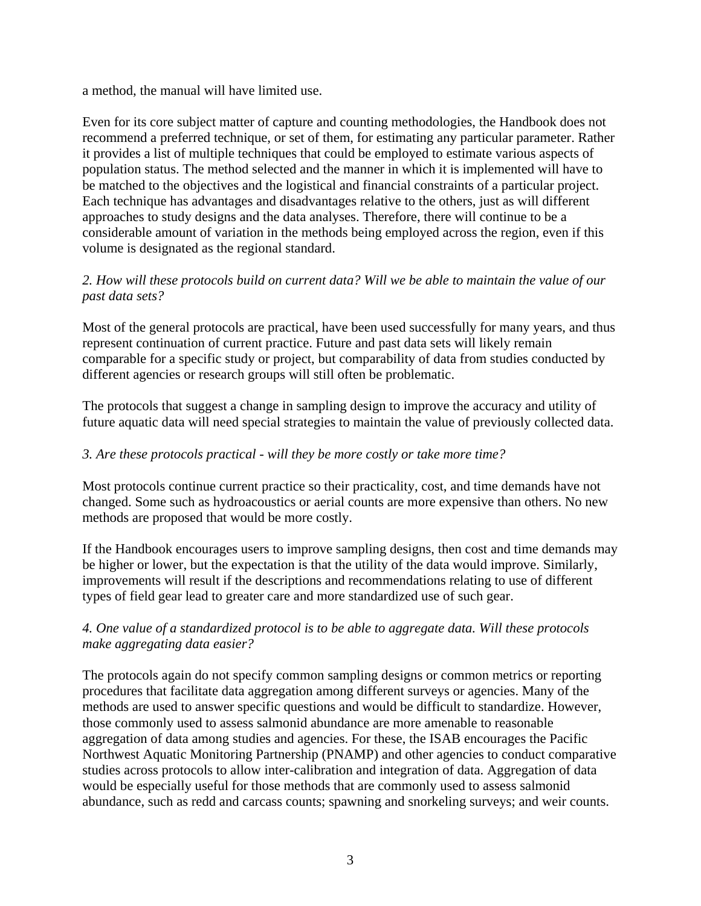a method, the manual will have limited use.

Even for its core subject matter of capture and counting methodologies, the Handbook does not recommend a preferred technique, or set of them, for estimating any particular parameter. Rather it provides a list of multiple techniques that could be employed to estimate various aspects of population status. The method selected and the manner in which it is implemented will have to be matched to the objectives and the logistical and financial constraints of a particular project. Each technique has advantages and disadvantages relative to the others, just as will different approaches to study designs and the data analyses. Therefore, there will continue to be a considerable amount of variation in the methods being employed across the region, even if this volume is designated as the regional standard.

*2. How will these protocols build on current data? Will we be able to maintain the value of our past data sets?*

Most of the general protocols are practical, have been used successfully for many years, and thus represent continuation of current practice. Future and past data sets will likely remain comparable for a specific study or project, but comparability of data from studies conducted by different agencies or research groups will still often be problematic.

The protocols that suggest a change in sampling design to improve the accuracy and utility of future aquatic data will need special strategies to maintain the value of previously collected data.

*3. Are these protocols practical - will they be more costly or take more time?*

Most protocols continue current practice so their practicality, cost, and time demands have not changed. Some such as hydroacoustics or aerial counts are more expensive than others. No new methods are proposed that would be more costly.

If the Handbook encourages users to improve sampling designs, then cost and time demands may be higher or lower, but the expectation is that the utility of the data would improve. Similarly, improvements will result if the descriptions and recommendations relating to use of different types of field gear lead to greater care and more standardized use of such gear.

*4. One value of a standardized protocol is to be able to aggregate data. Will these protocols make aggregating data easier?*

The protocols again do not specify common sampling designs or common metrics or reporting procedures that facilitate data aggregation among different surveys or agencies. Many of the methods are used to answer specific questions and would be difficult to standardize. However, those commonly used to assess salmonid abundance are more amenable to reasonable aggregation of data among studies and agencies. For these, the ISAB encourages the Pacific Northwest Aquatic Monitoring Partnership (PNAMP) and other agencies to conduct comparative studies across protocols to allow inter-calibration and integration of data. Aggregation of data would be especially useful for those methods that are commonly used to assess salmonid abundance, such as redd and carcass counts; spawning and snorkeling surveys; and weir counts.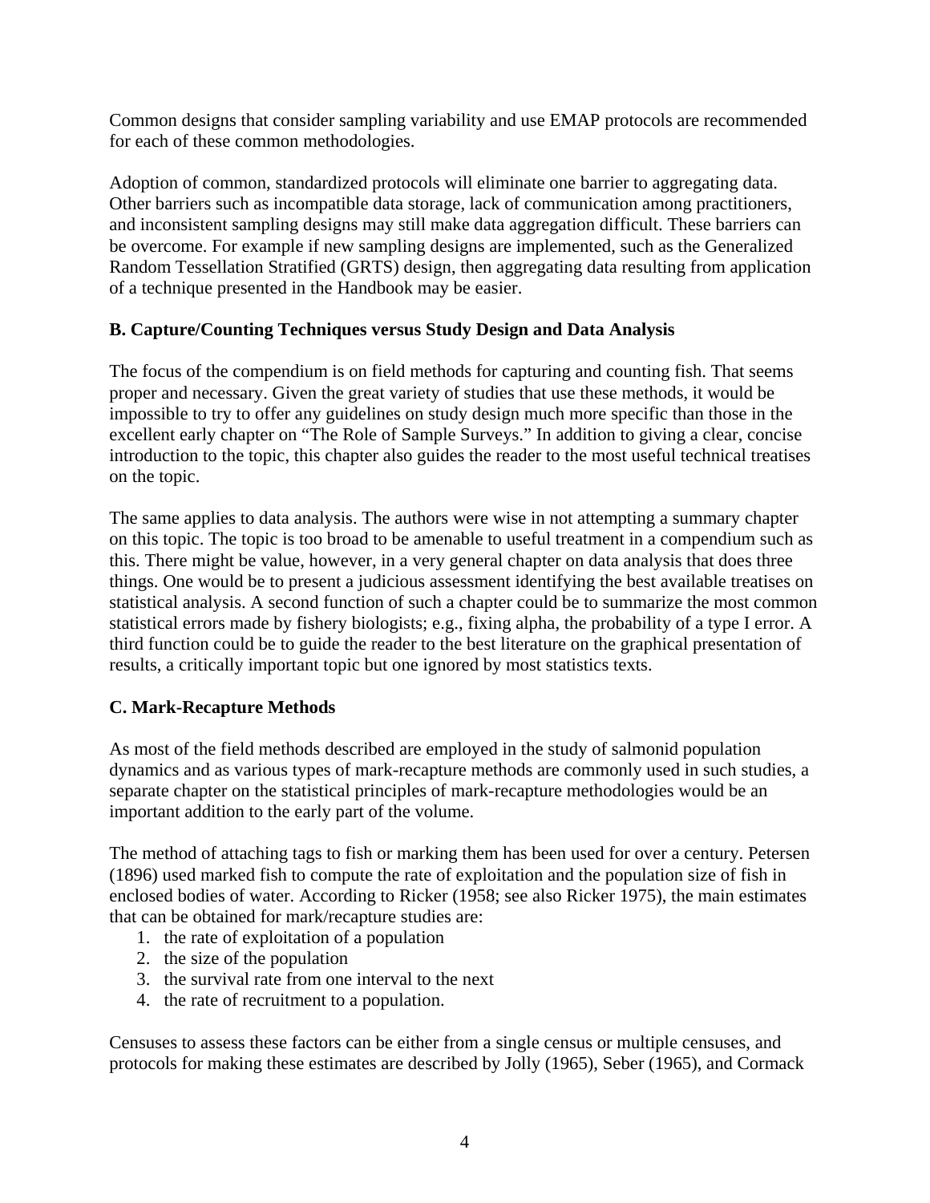Common designs that consider sampling variability and use EMAP protocols are recommended for each of these common methodologies.

Adoption of common, standardized protocols will eliminate one barrier to aggregating data. Other barriers such as incompatible data storage, lack of communication among practitioners, and inconsistent sampling designs may still make data aggregation difficult. These barriers can be overcome. For example if new sampling designs are implemented, such as the Generalized Random Tessellation Stratified (GRTS) design, then aggregating data resulting from application of a technique presented in the Handbook may be easier.

### B. Capture/Counting Techniques versus Study Design and Data Analysis

The focus of the compendium is on field methods for capturing and counting fish. That seems proper and necessary. Given the great variety of studies that use these methods, it would be impossible to try to offer any guidelines on study design much more specific than those in the excellent early chapter on "The Role of Sample Surveys." In addition to giving a clear, concise introduction to the topic, this chapter also guides the reader to the most useful technical treatises on the topic.

The same applies to data analysis. The authors were wise in not attempting a summary chapter on this topic. The topic is too broad to be amenable to useful treatment in a compendium such as this. There might be value, however, in a very general chapter on data analysis that does three things. One would be to present a judicious assessment identifying the best available treatises on statistical analysis. A second function of such a chapter could be to summarize the most common statistical errors made by fishery biologists; e.g., fixing alpha, the probability of a type I error. A third function could be to guide the reader to the best literature on the graphical presentation of results, a critically important topic but one ignored by most statistics texts.

### C. Mark-Recapture Methods

As most of the field methods described are employed in the study of salmonid population dynamics and as various types of mark-recapture methods are commonly used in such studies, a separate chapter on the statistical principles of mark-recapture methodologies would be an important addition to the early part of the volume.

The method of attaching tags to fish or marking them has been used for over a century. Petersen (1896) used marked fish to compute the rate of exploitation and the population size of fish in enclosed bodies of water. According to Ricker (1958; see also Ricker 1975), the main estimates that can be obtained for mark/recapture studies are:

1. the rate of exploitation of a population
2. the size of the population
3. the survival rate from one interval to the next
4. the rate of recruitment to a population.

Censuses to assess these factors can be either from a single census or multiple censuses, and protocols for making these estimates are described by Jolly (1965), Seber (1965), and Cormack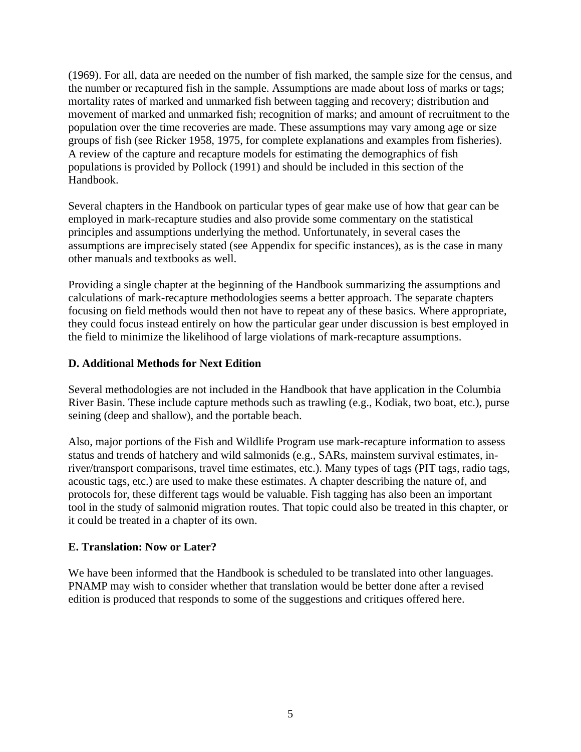(1969). For all, data are needed on the number of fish marked, the sample size for the census, and the number or recaptured fish in the sample. Assumptions are made about loss of marks or tags; mortality rates of marked and unmarked fish between tagging and recovery; distribution and movement of marked and unmarked fish; recognition of marks; and amount of recruitment to the population over the time recoveries are made. These assumptions may vary among age or size groups of fish (see Ricker 1958, 1975, for complete explanations and examples from fisheries). A review of the capture and recapture models for estimating the demographics of fish populations is provided by Pollock (1991) and should be included in this section of the Handbook.

Several chapters in the Handbook on particular types of gear make use of how that gear can be employed in mark-recapture studies and also provide some commentary on the statistical principles and assumptions underlying the method. Unfortunately, in several cases the assumptions are imprecisely stated (see Appendix for specific instances), as is the case in many other manuals and textbooks as well.

Providing a single chapter at the beginning of the Handbook summarizing the assumptions and calculations of mark-recapture methodologies seems a better approach. The separate chapters focusing on field methods would then not have to repeat any of these basics. Where appropriate, they could focus instead entirely on how the particular gear under discussion is best employed in the field to minimize the likelihood of large violations of mark-recapture assumptions.

### D. Additional Methods for Next Edition

Several methodologies are not included in the Handbook that have application in the Columbia River Basin. These include capture methods such as trawling (e.g., Kodiak, two boat, etc.), purse seining (deep and shallow), and the portable beach.

Also, major portions of the Fish and Wildlife Program use mark-recapture information to assess status and trends of hatchery and wild salmonids (e.g., SARs, mainstem survival estimates, in-river/transport comparisons, travel time estimates, etc.). Many types of tags (PIT tags, radio tags, acoustic tags, etc.) are used to make these estimates. A chapter describing the nature of, and protocols for, these different tags would be valuable. Fish tagging has also been an important tool in the study of salmonid migration routes. That topic could also be treated in this chapter, or it could be treated in a chapter of its own.

### E. Translation: Now or Later?

We have been informed that the Handbook is scheduled to be translated into other languages. PNAMP may wish to consider whether that translation would be better done after a revised edition is produced that responds to some of the suggestions and critiques offered here.